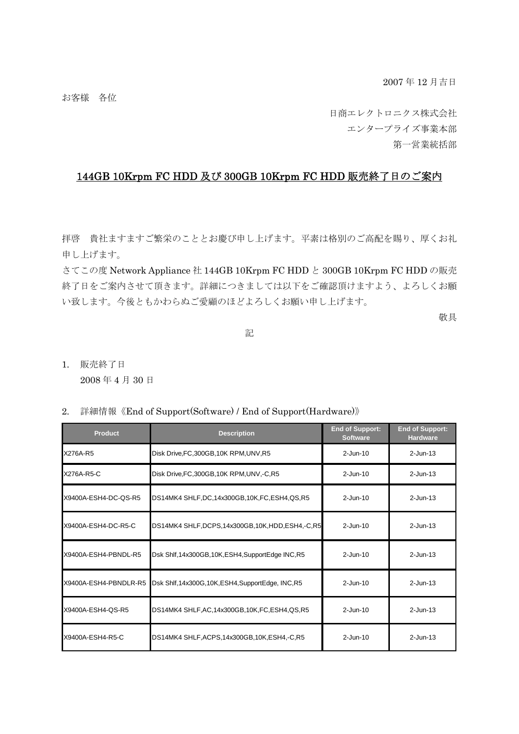2007 年 12 月吉日

お客様　各位

日商エレクトロニクス株式会社

エンタープライズ事業本部

第一営業統括部

# 144GB 10Krpm FC HDD 及び 300GB 10Krpm FC HDD 販売終了日のご案内

拝啓　貴社ますますご繁栄のこととお慶び申し上げます。平素は格別のご高配を賜り、厚くお礼申し上げます。

さてこの度 Network Appliance 社 144GB 10Krpm FC HDD と 300GB 10Krpm FC HDD の販売終了日をご案内させて頂きます。詳細につきましては以下をご確認頂けますよう、よろしくお願い致します。今後ともかわらぬご愛顧のほどよろしくお願い申し上げます。

敬具

記

1. 販売終了日

   2008 年 4 月 30 日

2. 詳細情報《End of Support(Software) / End of Support(Hardware)》

| Product | Description | End of Support: Software | End of Support: Hardware |
|---|---|---|---|
| X276A-R5 | Disk Drive,FC,300GB,10K RPM,UNV,R5 | 2-Jun-10 | 2-Jun-13 |
| X276A-R5-C | Disk Drive,FC,300GB,10K RPM,UNV,-C,R5 | 2-Jun-10 | 2-Jun-13 |
| X9400A-ESH4-DC-QS-R5 | DS14MK4 SHLF,DC,14x300GB,10K,FC,ESH4,QS,R5 | 2-Jun-10 | 2-Jun-13 |
| X9400A-ESH4-DC-R5-C | DS14MK4 SHLF,DCPS,14x300GB,10K,HDD,ESH4,-C,R5 | 2-Jun-10 | 2-Jun-13 |
| X9400A-ESH4-PBNDL-R5 | Dsk Shlf,14x300GB,10K,ESH4,SupportEdge INC,R5 | 2-Jun-10 | 2-Jun-13 |
| X9400A-ESH4-PBNDLR-R5 | Dsk Shlf,14x300G,10K,ESH4,SupportEdge, INC,R5 | 2-Jun-10 | 2-Jun-13 |
| X9400A-ESH4-QS-R5 | DS14MK4 SHLF,AC,14x300GB,10K,FC,ESH4,QS,R5 | 2-Jun-10 | 2-Jun-13 |
| X9400A-ESH4-R5-C | DS14MK4 SHLF,ACPS,14x300GB,10K,ESH4,-C,R5 | 2-Jun-10 | 2-Jun-13 |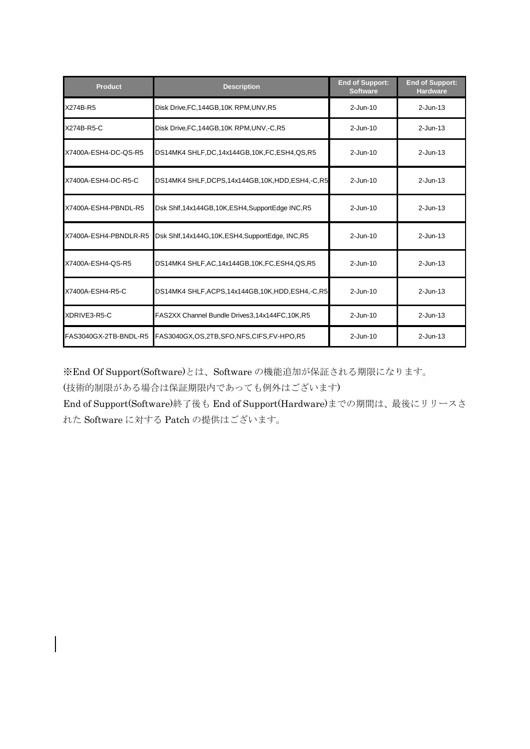| Product | Description | End of Support: Software | End of Support: Hardware |
|---|---|---|---|
| X274B-R5 | Disk Drive,FC,144GB,10K RPM,UNV,R5 | 2-Jun-10 | 2-Jun-13 |
| X274B-R5-C | Disk Drive,FC,144GB,10K RPM,UNV,-C,R5 | 2-Jun-10 | 2-Jun-13 |
| X7400A-ESH4-DC-QS-R5 | DS14MK4 SHLF,DC,14x144GB,10K,FC,ESH4,QS,R5 | 2-Jun-10 | 2-Jun-13 |
| X7400A-ESH4-DC-R5-C | DS14MK4 SHLF,DCPS,14x144GB,10K,HDD,ESH4,-C,R5 | 2-Jun-10 | 2-Jun-13 |
| X7400A-ESH4-PBNDL-R5 | Dsk Shlf,14x144GB,10K,ESH4,SupportEdge INC,R5 | 2-Jun-10 | 2-Jun-13 |
| X7400A-ESH4-PBNDLR-R5 | Dsk Shlf,14x144G,10K,ESH4,SupportEdge, INC,R5 | 2-Jun-10 | 2-Jun-13 |
| X7400A-ESH4-QS-R5 | DS14MK4 SHLF,AC,14x144GB,10K,FC,ESH4,QS,R5 | 2-Jun-10 | 2-Jun-13 |
| X7400A-ESH4-R5-C | DS14MK4 SHLF,ACPS,14x144GB,10K,HDD,ESH4,-C,R5 | 2-Jun-10 | 2-Jun-13 |
| XDRIVE3-R5-C | FAS2XX Channel Bundle Drives3,14x144FC,10K,R5 | 2-Jun-10 | 2-Jun-13 |
| FAS3040GX-2TB-BNDL-R5 | FAS3040GX,OS,2TB,SFO,NFS,CIFS,FV-HPO,R5 | 2-Jun-10 | 2-Jun-13 |

※End Of Support(Software)とは、Software の機能追加が保証される期限になります。
(技術的制限がある場合は保証期限内であっても例外はございます)
End of Support(Software)終了後も End of Support(Hardware)までの期間は、最後にリリースされた Software に対する Patch の提供はございます。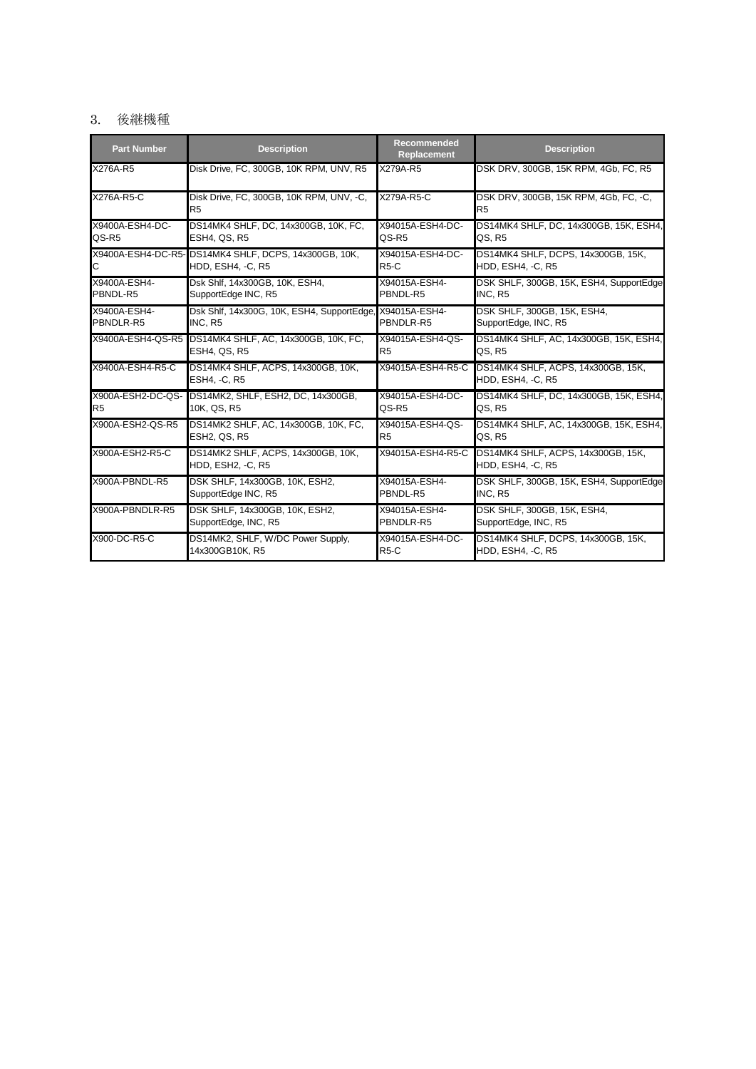## 3. 後継機種

| Part Number | Description | Recommended Replacement | Description |
|---|---|---|---|
| X276A-R5 | Disk Drive, FC, 300GB, 10K RPM, UNV, R5 | X279A-R5 | DSK DRV, 300GB, 15K RPM, 4Gb, FC, R5 |
| X276A-R5-C | Disk Drive, FC, 300GB, 10K RPM, UNV, -C, R5 | X279A-R5-C | DSK DRV, 300GB, 15K RPM, 4Gb, FC, -C, R5 |
| X9400A-ESH4-DC-QS-R5 | DS14MK4 SHLF, DC, 14x300GB, 10K, FC, ESH4, QS, R5 | X94015A-ESH4-DC-QS-R5 | DS14MK4 SHLF, DC, 14x300GB, 15K, ESH4, QS, R5 |
| X9400A-ESH4-DC-R5-C | DS14MK4 SHLF, DCPS, 14x300GB, 10K, HDD, ESH4, -C, R5 | X94015A-ESH4-DC-R5-C | DS14MK4 SHLF, DCPS, 14x300GB, 15K, HDD, ESH4, -C, R5 |
| X9400A-ESH4-PBNDL-R5 | Dsk Shlf, 14x300GB, 10K, ESH4, SupportEdge INC, R5 | X94015A-ESH4-PBNDL-R5 | DSK SHLF, 300GB, 15K, ESH4, SupportEdge INC, R5 |
| X9400A-ESH4-PBNDLR-R5 | Dsk Shlf, 14x300G, 10K, ESH4, SupportEdge, INC, R5 | X94015A-ESH4-PBNDLR-R5 | DSK SHLF, 300GB, 15K, ESH4, SupportEdge, INC, R5 |
| X9400A-ESH4-QS-R5 | DS14MK4 SHLF, AC, 14x300GB, 10K, FC, ESH4, QS, R5 | X94015A-ESH4-QS-R5 | DS14MK4 SHLF, AC, 14x300GB, 15K, ESH4, QS, R5 |
| X9400A-ESH4-R5-C | DS14MK4 SHLF, ACPS, 14x300GB, 10K, ESH4, -C, R5 | X94015A-ESH4-R5-C | DS14MK4 SHLF, ACPS, 14x300GB, 15K, HDD, ESH4, -C, R5 |
| X900A-ESH2-DC-QS-R5 | DS14MK2, SHLF, ESH2, DC, 14x300GB, 10K, QS, R5 | X94015A-ESH4-DC-QS-R5 | DS14MK4 SHLF, DC, 14x300GB, 15K, ESH4, QS, R5 |
| X900A-ESH2-QS-R5 | DS14MK2 SHLF, AC, 14x300GB, 10K, FC, ESH2, QS, R5 | X94015A-ESH4-QS-R5 | DS14MK4 SHLF, AC, 14x300GB, 15K, ESH4, QS, R5 |
| X900A-ESH2-R5-C | DS14MK2 SHLF, ACPS, 14x300GB, 10K, HDD, ESH2, -C, R5 | X94015A-ESH4-R5-C | DS14MK4 SHLF, ACPS, 14x300GB, 15K, HDD, ESH4, -C, R5 |
| X900A-PBNDL-R5 | DSK SHLF, 14x300GB, 10K, ESH2, SupportEdge INC, R5 | X94015A-ESH4-PBNDL-R5 | DSK SHLF, 300GB, 15K, ESH4, SupportEdge INC, R5 |
| X900A-PBNDLR-R5 | DSK SHLF, 14x300GB, 10K, ESH2, SupportEdge, INC, R5 | X94015A-ESH4-PBNDLR-R5 | DSK SHLF, 300GB, 15K, ESH4, SupportEdge, INC, R5 |
| X900-DC-R5-C | DS14MK2, SHLF, W/DC Power Supply, 14x300GB10K, R5 | X94015A-ESH4-DC-R5-C | DS14MK4 SHLF, DCPS, 14x300GB, 15K, HDD, ESH4, -C, R5 |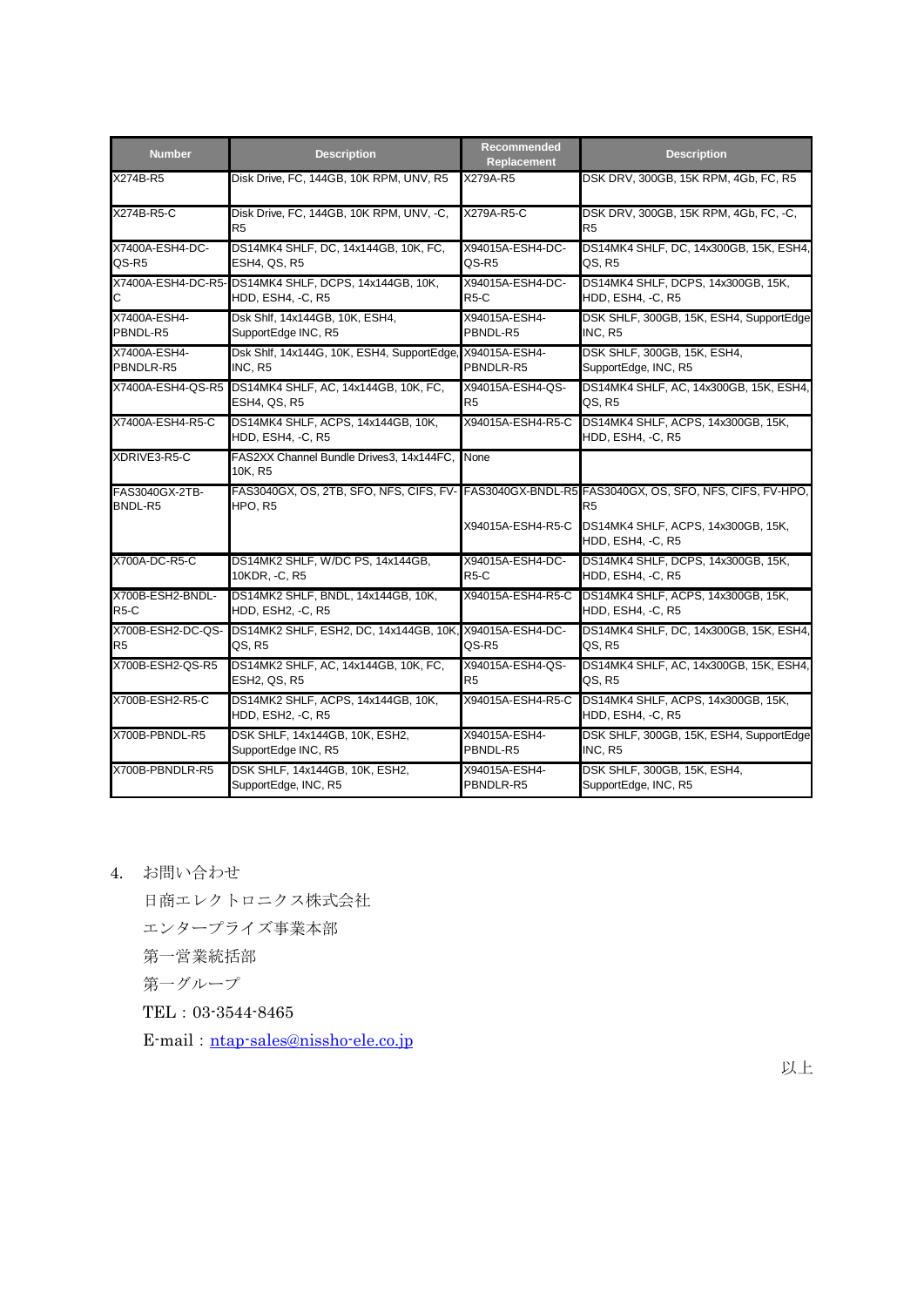| Number | Description | Recommended Replacement | Description |
|---|---|---|---|
| X274B-R5 | Disk Drive, FC, 144GB, 10K RPM, UNV, R5 | X279A-R5 | DSK DRV, 300GB, 15K RPM, 4Gb, FC, R5 |
| X274B-R5-C | Disk Drive, FC, 144GB, 10K RPM, UNV, -C, R5 | X279A-R5-C | DSK DRV, 300GB, 15K RPM, 4Gb, FC, -C, R5 |
| X7400A-ESH4-DC-QS-R5 | DS14MK4 SHLF, DC, 14x144GB, 10K, FC, ESH4, QS, R5 | X94015A-ESH4-DC-QS-R5 | DS14MK4 SHLF, DC, 14x300GB, 15K, ESH4, QS, R5 |
| X7400A-ESH4-DC-R5-C | DS14MK4 SHLF, DCPS, 14x144GB, 10K, HDD, ESH4, -C, R5 | X94015A-ESH4-DC-R5-C | DS14MK4 SHLF, DCPS, 14x300GB, 15K, HDD, ESH4, -C, R5 |
| X7400A-ESH4-PBNDL-R5 | Dsk Shlf, 14x144GB, 10K, ESH4, SupportEdge INC, R5 | X94015A-ESH4-PBNDL-R5 | DSK SHLF, 300GB, 15K, ESH4, SupportEdge INC, R5 |
| X7400A-ESH4-PBNDLR-R5 | Dsk Shlf, 14x144G, 10K, ESH4, SupportEdge, INC, R5 | X94015A-ESH4-PBNDLR-R5 | DSK SHLF, 300GB, 15K, ESH4, SupportEdge, INC, R5 |
| X7400A-ESH4-QS-R5 | DS14MK4 SHLF, AC, 14x144GB, 10K, FC, ESH4, QS, R5 | X94015A-ESH4-QS-R5 | DS14MK4 SHLF, AC, 14x300GB, 15K, ESH4, QS, R5 |
| X7400A-ESH4-R5-C | DS14MK4 SHLF, ACPS, 14x144GB, 10K, HDD, ESH4, -C, R5 | X94015A-ESH4-R5-C | DS14MK4 SHLF, ACPS, 14x300GB, 15K, HDD, ESH4, -C, R5 |
| XDRIVE3-R5-C | FAS2XX Channel Bundle Drives3, 14x144FC, 10K, R5 | None | |
| FAS3040GX-2TB-BNDL-R5 | FAS3040GX, OS, 2TB, SFO, NFS, CIFS, FV-HPO, R5 | FAS3040GX-BNDL-R5 | FAS3040GX, OS, SFO, NFS, CIFS, FV-HPO, R5 |
| | | X94015A-ESH4-R5-C | DS14MK4 SHLF, ACPS, 14x300GB, 15K, HDD, ESH4, -C, R5 |
| X700A-DC-R5-C | DS14MK2 SHLF, W/DC PS, 14x144GB, 10KDR, -C, R5 | X94015A-ESH4-DC-R5-C | DS14MK4 SHLF, DCPS, 14x300GB, 15K, HDD, ESH4, -C, R5 |
| X700B-ESH2-BNDL-R5-C | DS14MK2 SHLF, BNDL, 14x144GB, 10K, HDD, ESH2, -C, R5 | X94015A-ESH4-R5-C | DS14MK4 SHLF, ACPS, 14x300GB, 15K, HDD, ESH4, -C, R5 |
| X700B-ESH2-DC-QS-R5 | DS14MK2 SHLF, ESH2, DC, 14x144GB, 10K, QS, R5 | X94015A-ESH4-DC-QS-R5 | DS14MK4 SHLF, DC, 14x300GB, 15K, ESH4, QS, R5 |
| X700B-ESH2-QS-R5 | DS14MK2 SHLF, AC, 14x144GB, 10K, FC, ESH2, QS, R5 | X94015A-ESH4-QS-R5 | DS14MK4 SHLF, AC, 14x300GB, 15K, ESH4, QS, R5 |
| X700B-ESH2-R5-C | DS14MK2 SHLF, ACPS, 14x144GB, 10K, HDD, ESH2, -C, R5 | X94015A-ESH4-R5-C | DS14MK4 SHLF, ACPS, 14x300GB, 15K, HDD, ESH4, -C, R5 |
| X700B-PBNDL-R5 | DSK SHLF, 14x144GB, 10K, ESH2, SupportEdge INC, R5 | X94015A-ESH4-PBNDL-R5 | DSK SHLF, 300GB, 15K, ESH4, SupportEdge INC, R5 |
| X700B-PBNDLR-R5 | DSK SHLF, 14x144GB, 10K, ESH2, SupportEdge, INC, R5 | X94015A-ESH4-PBNDLR-R5 | DSK SHLF, 300GB, 15K, ESH4, SupportEdge, INC, R5 |

4. お問い合わせ

日商エレクトロニクス株式会社
エンタープライズ事業本部
第一営業統括部
第一グループ
TEL：03-3544-8465
E-mail：ntap-sales@nissho-ele.co.jp

以上